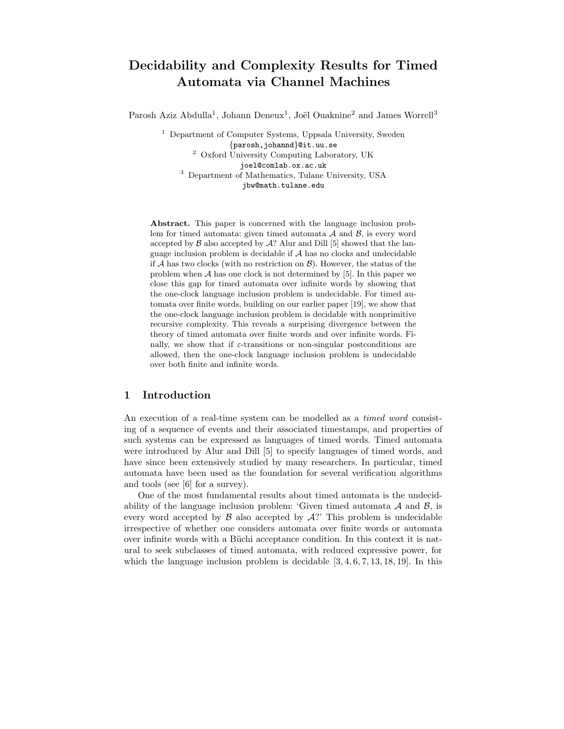# Decidability and Complexity Results for Timed Automata via Channel Machines

Parosh Aziz Abdulla[1], Johann Deneux[1], Joël Ouaknine[2] and James Worrell[3]

[1] Department of Computer Systems, Uppsala University, Sweden
{parosh,johannd}@it.uu.se

[2] Oxford University Computing Laboratory, UK
joel@comlab.ox.ac.uk

[3] Department of Mathematics, Tulane University, USA
jbw@math.tulane.edu

**Abstract.** This paper is concerned with the language inclusion problem for timed automata: given timed automata $\mathcal{A}$ and $\mathcal{B}$, is every word accepted by $\mathcal{B}$ also accepted by $\mathcal{A}$? Alur and Dill [5] showed that the language inclusion problem is decidable if $\mathcal{A}$ has no clocks and undecidable if $\mathcal{A}$ has two clocks (with no restriction on $\mathcal{B}$). However, the status of the problem when $\mathcal{A}$ has one clock is not determined by [5]. In this paper we close this gap for timed automata over infinite words by showing that the one-clock language inclusion problem is undecidable. For timed automata over finite words, building on our earlier paper [19], we show that the one-clock language inclusion problem is decidable with nonprimitive recursive complexity. This reveals a surprising divergence between the theory of timed automata over finite words and over infinite words. Finally, we show that if $\varepsilon$-transitions or non-singular postconditions are allowed, then the one-clock language inclusion problem is undecidable over both finite and infinite words.

## 1 Introduction

An execution of a real-time system can be modelled as a *timed word* consisting of a sequence of events and their associated timestamps, and properties of such systems can be expressed as languages of timed words. Timed automata were introduced by Alur and Dill [5] to specify languages of timed words, and have since been extensively studied by many researchers. In particular, timed automata have been used as the foundation for several verification algorithms and tools (see [6] for a survey).

One of the most fundamental results about timed automata is the undecidability of the language inclusion problem: 'Given timed automata $\mathcal{A}$ and $\mathcal{B}$, is every word accepted by $\mathcal{B}$ also accepted by $\mathcal{A}$?' This problem is undecidable irrespective of whether one considers automata over finite words or automata over infinite words with a Büchi acceptance condition. In this context it is natural to seek subclasses of timed automata, with reduced expressive power, for which the language inclusion problem is decidable [3, 4, 6, 7, 13, 18, 19]. In this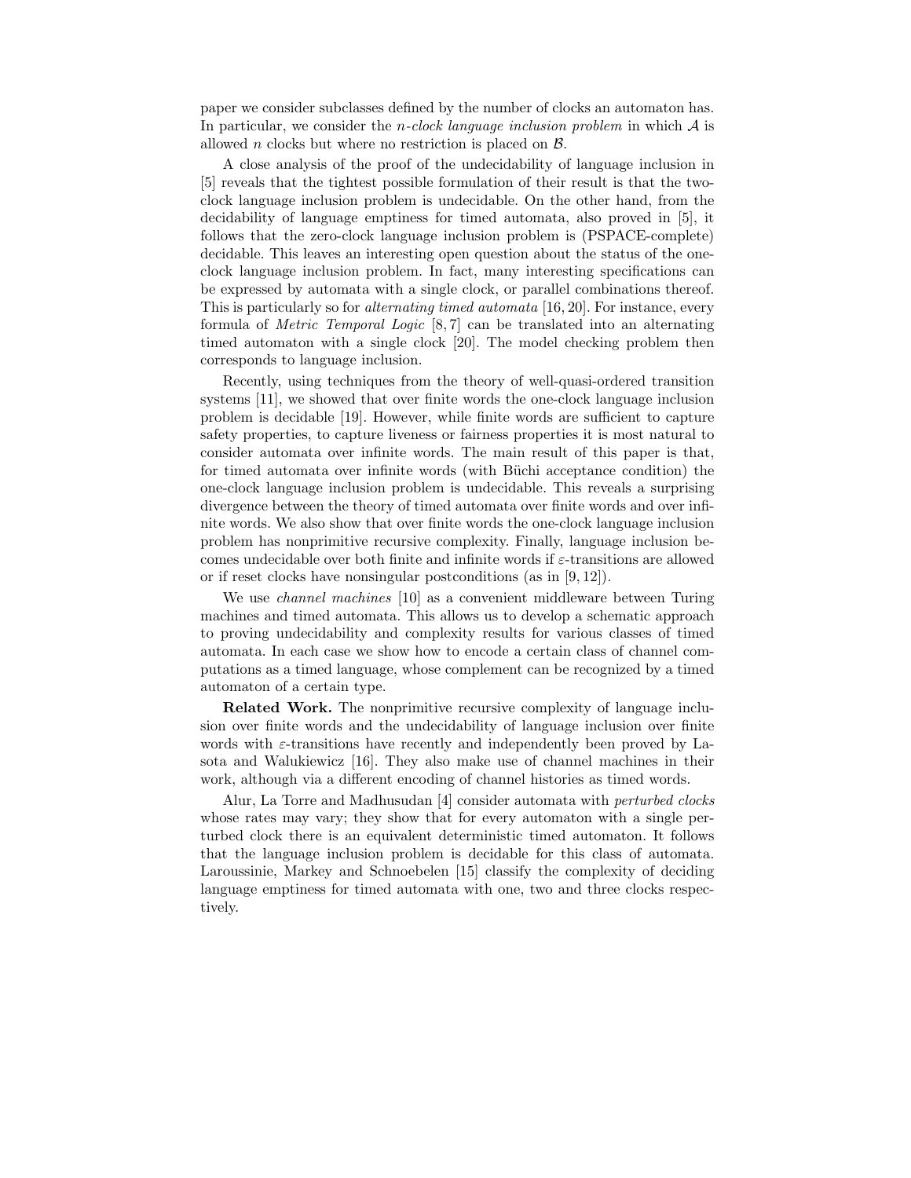paper we consider subclasses defined by the number of clocks an automaton has. In particular, we consider the *n-clock language inclusion problem* in which $\mathcal{A}$ is allowed $n$ clocks but where no restriction is placed on $\mathcal{B}$.

A close analysis of the proof of the undecidability of language inclusion in [5] reveals that the tightest possible formulation of their result is that the two-clock language inclusion problem is undecidable. On the other hand, from the decidability of language emptiness for timed automata, also proved in [5], it follows that the zero-clock language inclusion problem is (PSPACE-complete) decidable. This leaves an interesting open question about the status of the one-clock language inclusion problem. In fact, many interesting specifications can be expressed by automata with a single clock, or parallel combinations thereof. This is particularly so for *alternating timed automata* [16, 20]. For instance, every formula of *Metric Temporal Logic* [8, 7] can be translated into an alternating timed automaton with a single clock [20]. The model checking problem then corresponds to language inclusion.

Recently, using techniques from the theory of well-quasi-ordered transition systems [11], we showed that over finite words the one-clock language inclusion problem is decidable [19]. However, while finite words are sufficient to capture safety properties, to capture liveness or fairness properties it is most natural to consider automata over infinite words. The main result of this paper is that, for timed automata over infinite words (with Büchi acceptance condition) the one-clock language inclusion problem is undecidable. This reveals a surprising divergence between the theory of timed automata over finite words and over infinite words. We also show that over finite words the one-clock language inclusion problem has nonprimitive recursive complexity. Finally, language inclusion becomes undecidable over both finite and infinite words if $\varepsilon$-transitions are allowed or if reset clocks have nonsingular postconditions (as in [9, 12]).

We use *channel machines* [10] as a convenient middleware between Turing machines and timed automata. This allows us to develop a schematic approach to proving undecidability and complexity results for various classes of timed automata. In each case we show how to encode a certain class of channel computations as a timed language, whose complement can be recognized by a timed automaton of a certain type.

**Related Work.** The nonprimitive recursive complexity of language inclusion over finite words and the undecidability of language inclusion over finite words with $\varepsilon$-transitions have recently and independently been proved by Lasota and Walukiewicz [16]. They also make use of channel machines in their work, although via a different encoding of channel histories as timed words.

Alur, La Torre and Madhusudan [4] consider automata with *perturbed clocks* whose rates may vary; they show that for every automaton with a single perturbed clock there is an equivalent deterministic timed automaton. It follows that the language inclusion problem is decidable for this class of automata. Laroussinie, Markey and Schnoebelen [15] classify the complexity of deciding language emptiness for timed automata with one, two and three clocks respectively.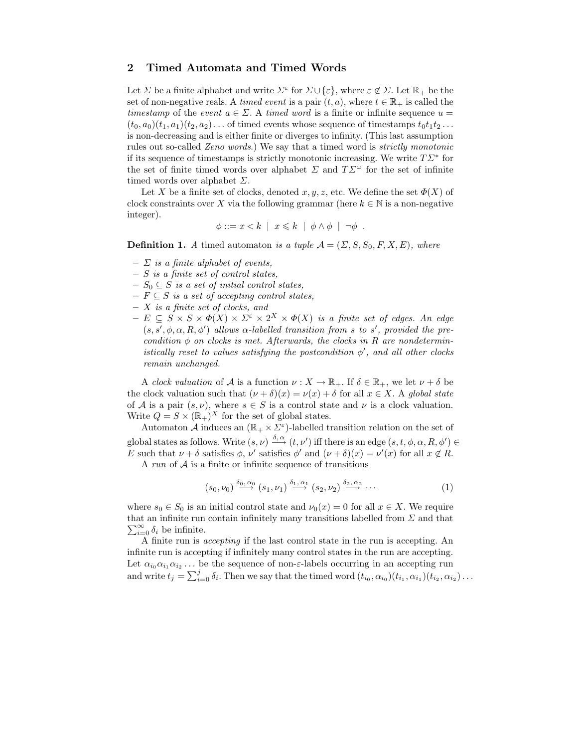## 2 Timed Automata and Timed Words

Let $\Sigma$ be a finite alphabet and write $\Sigma^\varepsilon$ for $\Sigma \cup \{\varepsilon\}$, where $\varepsilon \notin \Sigma$. Let $\mathbb{R}_+$ be the set of non-negative reals. A *timed event* is a pair $(t, a)$, where $t \in \mathbb{R}_+$ is called the *timestamp* of the *event* $a \in \Sigma$. A *timed word* is a finite or infinite sequence $u = (t_0, a_0)(t_1, a_1)(t_2, a_2)\ldots$ of timed events whose sequence of timestamps $t_0 t_1 t_2 \ldots$ is non-decreasing and is either finite or diverges to infinity. (This last assumption rules out so-called *Zeno words*.) We say that a timed word is *strictly monotonic* if its sequence of timestamps is strictly monotonic increasing. We write $T\Sigma^*$ for the set of finite timed words over alphabet $\Sigma$ and $T\Sigma^\omega$ for the set of infinite timed words over alphabet $\Sigma$.

Let $X$ be a finite set of clocks, denoted $x, y, z$, etc. We define the set $\Phi(X)$ of clock constraints over $X$ via the following grammar (here $k \in \mathbb{N}$ is a non-negative integer).

$$\phi ::= x < k \mid x \leqslant k \mid \phi \wedge \phi \mid \neg\phi \enspace .$$

**Definition 1.** *A* timed automaton *is a tuple $\mathcal{A} = (\Sigma, S, S_0, F, X, E)$, where*

- *$\Sigma$ is a finite alphabet of events,*
- *$S$ is a finite set of control states,*
- *$S_0 \subseteq S$ is a set of initial control states,*
- *$F \subseteq S$ is a set of accepting control states,*
- *$X$ is a finite set of clocks, and*
- *$E \subseteq S \times S \times \Phi(X) \times \Sigma^\varepsilon \times 2^X \times \Phi(X)$ is a finite set of edges. An edge $(s, s', \phi, \alpha, R, \phi')$ allows $\alpha$-labelled transition from $s$ to $s'$, provided the precondition $\phi$ on clocks is met. Afterwards, the clocks in $R$ are nondeterministically reset to values satisfying the postcondition $\phi'$, and all other clocks remain unchanged.*

A *clock valuation* of $\mathcal{A}$ is a function $\nu : X \to \mathbb{R}_+$. If $\delta \in \mathbb{R}_+$, we let $\nu + \delta$ be the clock valuation such that $(\nu + \delta)(x) = \nu(x) + \delta$ for all $x \in X$. A *global state* of $\mathcal{A}$ is a pair $(s, \nu)$, where $s \in S$ is a control state and $\nu$ is a clock valuation. Write $Q = S \times (\mathbb{R}_+)^X$ for the set of global states.

Automaton $\mathcal{A}$ induces an $(\mathbb{R}_+ \times \Sigma^\varepsilon)$-labelled transition relation on the set of global states as follows. Write $(s, \nu) \xrightarrow{\delta, \alpha} (t, \nu')$ iff there is an edge $(s, t, \phi, \alpha, R, \phi') \in E$ such that $\nu + \delta$ satisfies $\phi$, $\nu'$ satisfies $\phi'$ and $(\nu + \delta)(x) = \nu'(x)$ for all $x \notin R$.

A *run* of $\mathcal{A}$ is a finite or infinite sequence of transitions

$$(s_0, \nu_0) \xrightarrow{\delta_0, \alpha_0} (s_1, \nu_1) \xrightarrow{\delta_1, \alpha_1} (s_2, \nu_2) \xrightarrow{\delta_2, \alpha_2} \cdots \tag{1}$$

where $s_0 \in S_0$ is an initial control state and $\nu_0(x) = 0$ for all $x \in X$. We require that an infinite run contain infinitely many transitions labelled from $\Sigma$ and that $\sum_{i=0}^{\infty} \delta_i$ be infinite.

A finite run is *accepting* if the last control state in the run is accepting. An infinite run is accepting if infinitely many control states in the run are accepting. Let $\alpha_{i_0}\alpha_{i_1}\alpha_{i_2}\ldots$ be the sequence of non-$\varepsilon$-labels occurring in an accepting run and write $t_j = \sum_{i=0}^{j} \delta_i$. Then we say that the timed word $(t_{i_0}, \alpha_{i_0})(t_{i_1}, \alpha_{i_1})(t_{i_2}, \alpha_{i_2})\ldots$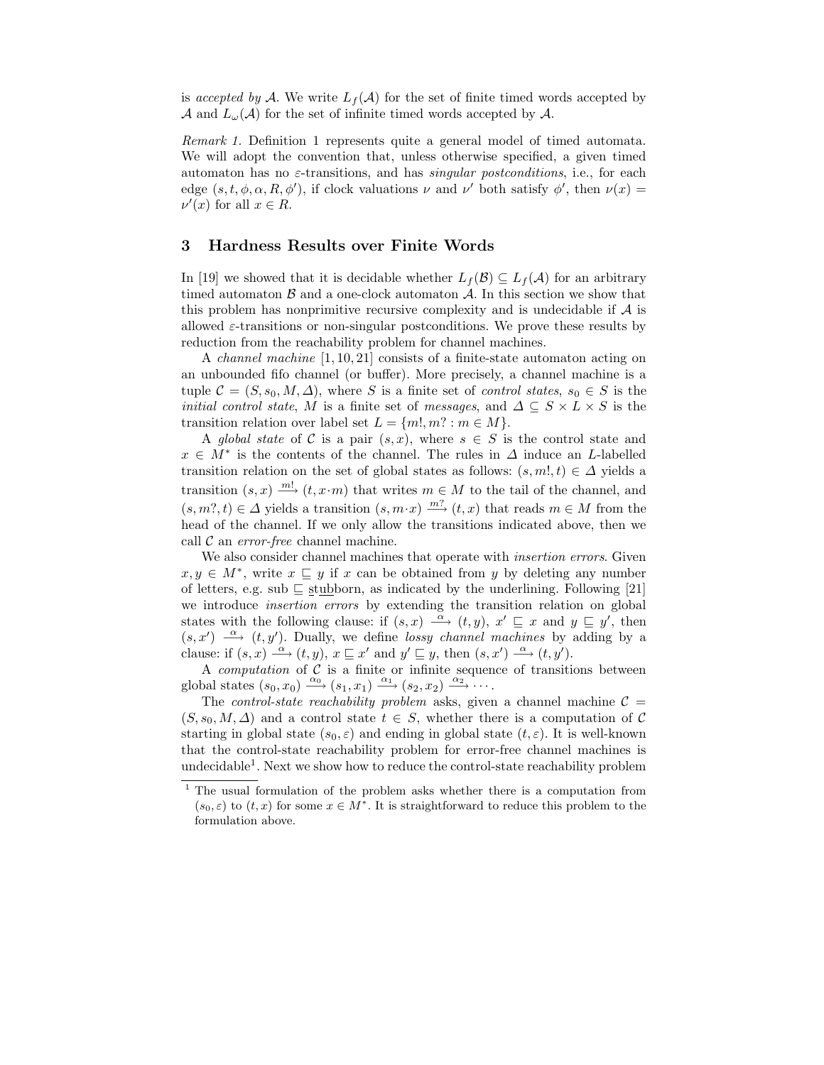is *accepted by* $\mathcal{A}$. We write $L_f(\mathcal{A})$ for the set of finite timed words accepted by $\mathcal{A}$ and $L_\omega(\mathcal{A})$ for the set of infinite timed words accepted by $\mathcal{A}$.

*Remark 1.* Definition 1 represents quite a general model of timed automata. We will adopt the convention that, unless otherwise specified, a given timed automaton has no $\varepsilon$-transitions, and has *singular postconditions*, i.e., for each edge $(s, t, \phi, \alpha, R, \phi')$, if clock valuations $\nu$ and $\nu'$ both satisfy $\phi'$, then $\nu(x) = \nu'(x)$ for all $x \in R$.

## 3 Hardness Results over Finite Words

In [19] we showed that it is decidable whether $L_f(\mathcal{B}) \subseteq L_f(\mathcal{A})$ for an arbitrary timed automaton $\mathcal{B}$ and a one-clock automaton $\mathcal{A}$. In this section we show that this problem has nonprimitive recursive complexity and is undecidable if $\mathcal{A}$ is allowed $\varepsilon$-transitions or non-singular postconditions. We prove these results by reduction from the reachability problem for channel machines.

A *channel machine* [1, 10, 21] consists of a finite-state automaton acting on an unbounded fifo channel (or buffer). More precisely, a channel machine is a tuple $\mathcal{C} = (S, s_0, M, \Delta)$, where $S$ is a finite set of *control states*, $s_0 \in S$ is the *initial control state*, $M$ is a finite set of *messages*, and $\Delta \subseteq S \times L \times S$ is the transition relation over label set $L = \{m!, m? : m \in M\}$.

A *global state* of $\mathcal{C}$ is a pair $(s, x)$, where $s \in S$ is the control state and $x \in M^*$ is the contents of the channel. The rules in $\Delta$ induce an $L$-labelled transition relation on the set of global states as follows: $(s, m!, t) \in \Delta$ yields a transition $(s, x) \xrightarrow{m!} (t, x \cdot m)$ that writes $m \in M$ to the tail of the channel, and $(s, m?, t) \in \Delta$ yields a transition $(s, m \cdot x) \xrightarrow{m?} (t, x)$ that reads $m \in M$ from the head of the channel. If we only allow the transitions indicated above, then we call $\mathcal{C}$ an *error-free* channel machine.

We also consider channel machines that operate with *insertion errors*. Given $x, y \in M^*$, write $x \sqsubseteq y$ if $x$ can be obtained from $y$ by deleting any number of letters, e.g. sub $\sqsubseteq$ s<u>t</u>u<u>bb</u>orn, as indicated by the underlining. Following [21] we introduce *insertion errors* by extending the transition relation on global states with the following clause: if $(s, x) \xrightarrow{\alpha} (t, y)$, $x' \sqsubseteq x$ and $y \sqsubseteq y'$, then $(s, x') \xrightarrow{\alpha} (t, y')$. Dually, we define *lossy channel machines* by adding by a clause: if $(s, x) \xrightarrow{\alpha} (t, y)$, $x \sqsubseteq x'$ and $y' \sqsubseteq y$, then $(s, x') \xrightarrow{\alpha} (t, y')$.

A *computation* of $\mathcal{C}$ is a finite or infinite sequence of transitions between global states $(s_0, x_0) \xrightarrow{\alpha_0} (s_1, x_1) \xrightarrow{\alpha_1} (s_2, x_2) \xrightarrow{\alpha_2} \cdots$.

The *control-state reachability problem* asks, given a channel machine $\mathcal{C} = (S, s_0, M, \Delta)$ and a control state $t \in S$, whether there is a computation of $\mathcal{C}$ starting in global state $(s_0, \varepsilon)$ and ending in global state $(t, \varepsilon)$. It is well-known that the control-state reachability problem for error-free channel machines is undecidable[1]. Next we show how to reduce the control-state reachability problem

[1] The usual formulation of the problem asks whether there is a computation from $(s_0, \varepsilon)$ to $(t, x)$ for some $x \in M^*$. It is straightforward to reduce this problem to the formulation above.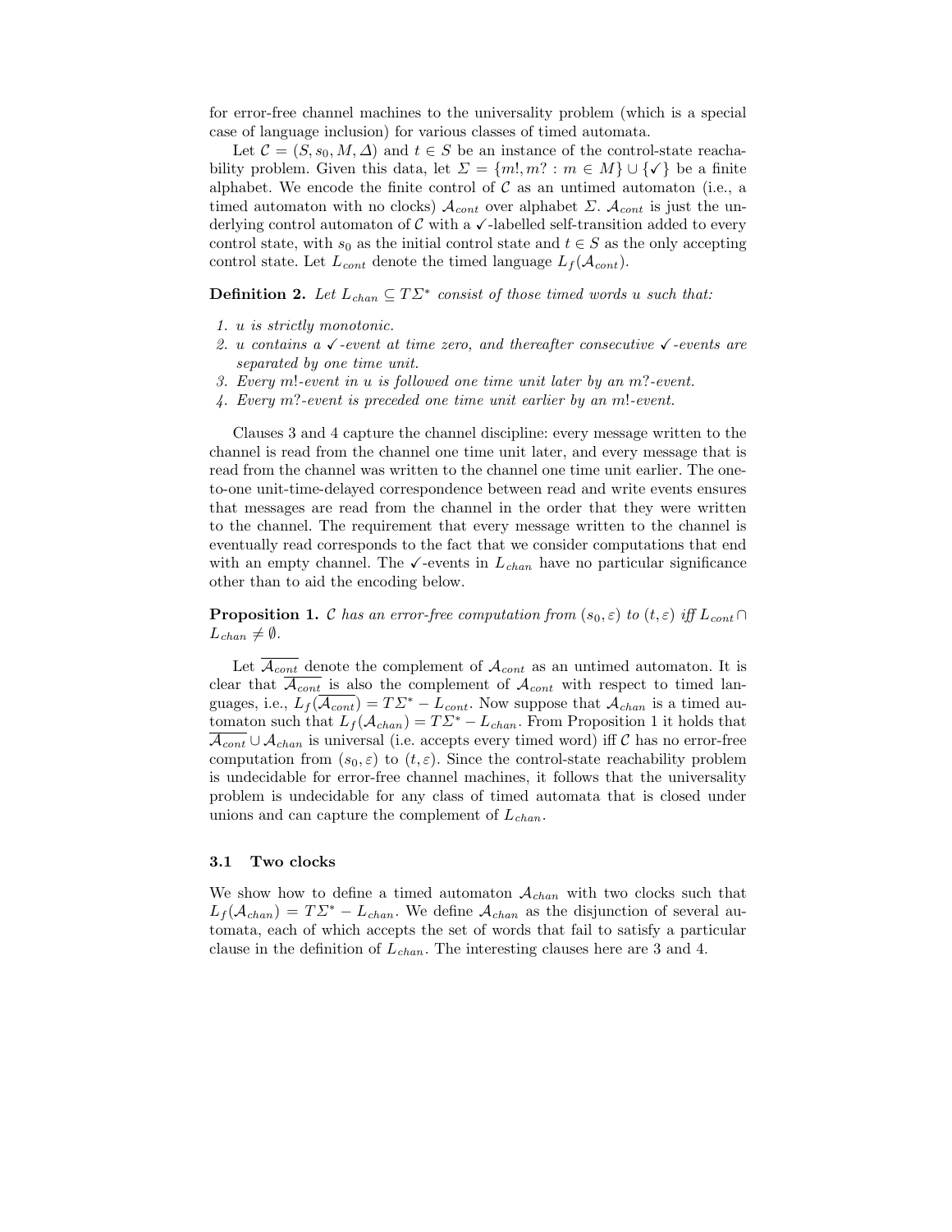for error-free channel machines to the universality problem (which is a special case of language inclusion) for various classes of timed automata.

Let $\mathcal{C} = (S, s_0, M, \Delta)$ and $t \in S$ be an instance of the control-state reachability problem. Given this data, let $\Sigma = \{m!, m? : m \in M\} \cup \{\checkmark\}$ be a finite alphabet. We encode the finite control of $\mathcal{C}$ as an untimed automaton (i.e., a timed automaton with no clocks) $\mathcal{A}_{cont}$ over alphabet $\Sigma$. $\mathcal{A}_{cont}$ is just the underlying control automaton of $\mathcal{C}$ with a $\checkmark$-labelled self-transition added to every control state, with $s_0$ as the initial control state and $t \in S$ as the only accepting control state. Let $L_{cont}$ denote the timed language $L_f(\mathcal{A}_{cont})$.

**Definition 2.** *Let $L_{chan} \subseteq T\Sigma^*$ consist of those timed words $u$ such that:*

1. *$u$ is strictly monotonic.*
2. *$u$ contains a $\checkmark$-event at time zero, and thereafter consecutive $\checkmark$-events are separated by one time unit.*
3. *Every $m!$-event in $u$ is followed one time unit later by an $m?$-event.*
4. *Every $m?$-event is preceded one time unit earlier by an $m!$-event.*

Clauses 3 and 4 capture the channel discipline: every message written to the channel is read from the channel one time unit later, and every message that is read from the channel was written to the channel one time unit earlier. The one-to-one unit-time-delayed correspondence between read and write events ensures that messages are read from the channel in the order that they were written to the channel. The requirement that every message written to the channel is eventually read corresponds to the fact that we consider computations that end with an empty channel. The $\checkmark$-events in $L_{chan}$ have no particular significance other than to aid the encoding below.

**Proposition 1.** *$\mathcal{C}$ has an error-free computation from $(s_0, \varepsilon)$ to $(t, \varepsilon)$ iff $L_{cont} \cap L_{chan} \neq \emptyset$.*

Let $\overline{\mathcal{A}_{cont}}$ denote the complement of $\mathcal{A}_{cont}$ as an untimed automaton. It is clear that $\overline{\mathcal{A}_{cont}}$ is also the complement of $\mathcal{A}_{cont}$ with respect to timed languages, i.e., $L_f(\overline{\mathcal{A}_{cont}}) = T\Sigma^* - L_{cont}$. Now suppose that $\mathcal{A}_{chan}$ is a timed automaton such that $L_f(\mathcal{A}_{chan}) = T\Sigma^* - L_{chan}$. From Proposition 1 it holds that $\overline{\mathcal{A}_{cont}} \cup \mathcal{A}_{chan}$ is universal (i.e. accepts every timed word) iff $\mathcal{C}$ has no error-free computation from $(s_0, \varepsilon)$ to $(t, \varepsilon)$. Since the control-state reachability problem is undecidable for error-free channel machines, it follows that the universality problem is undecidable for any class of timed automata that is closed under unions and can capture the complement of $L_{chan}$.

### 3.1 Two clocks

We show how to define a timed automaton $\mathcal{A}_{chan}$ with two clocks such that $L_f(\mathcal{A}_{chan}) = T\Sigma^* - L_{chan}$. We define $\mathcal{A}_{chan}$ as the disjunction of several automata, each of which accepts the set of words that fail to satisfy a particular clause in the definition of $L_{chan}$. The interesting clauses here are 3 and 4.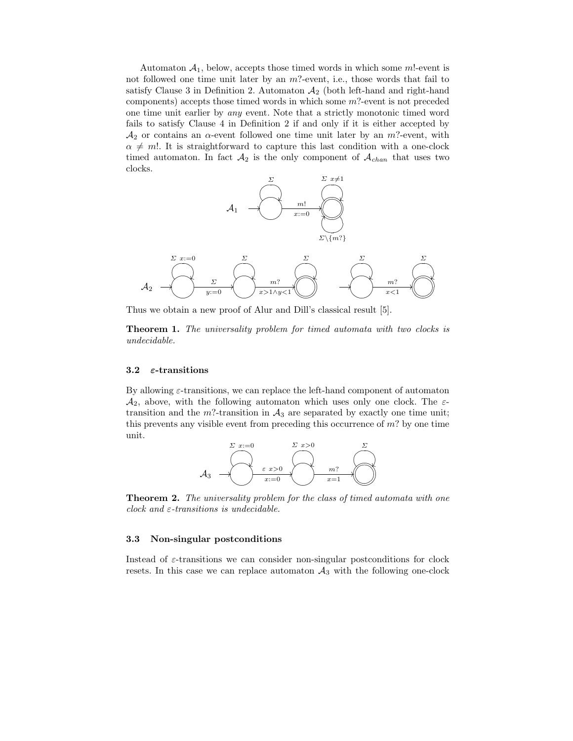Automaton $\mathcal{A}_1$, below, accepts those timed words in which some $m!$-event is not followed one time unit later by an $m?$-event, i.e., those words that fail to satisfy Clause 3 in Definition 2. Automaton $\mathcal{A}_2$ (both left-hand and right-hand components) accepts those timed words in which some $m?$-event is not preceded one time unit earlier by *any* event. Note that a strictly monotonic timed word fails to satisfy Clause 4 in Definition 2 if and only if it is either accepted by $\mathcal{A}_2$ or contains an $\alpha$-event followed one time unit later by an $m?$-event, with $\alpha \neq m!$. It is straightforward to capture this last condition with a one-clock timed automaton. In fact $\mathcal{A}_2$ is the only component of $\mathcal{A}_{chan}$ that uses two clocks.

Thus we obtain a new proof of Alur and Dill's classical result [5].

**Theorem 1.** *The universality problem for timed automata with two clocks is undecidable.*

### 3.2 $\varepsilon$-transitions

By allowing $\varepsilon$-transitions, we can replace the left-hand component of automaton $\mathcal{A}_2$, above, with the following automaton which uses only one clock. The $\varepsilon$-transition and the $m?$-transition in $\mathcal{A}_3$ are separated by exactly one time unit; this prevents any visible event from preceding this occurrence of $m?$ by one time unit.

**Theorem 2.** *The universality problem for the class of timed automata with one clock and $\varepsilon$-transitions is undecidable.*

### 3.3 Non-singular postconditions

Instead of $\varepsilon$-transitions we can consider non-singular postconditions for clock resets. In this case we can replace automaton $\mathcal{A}_3$ with the following one-clock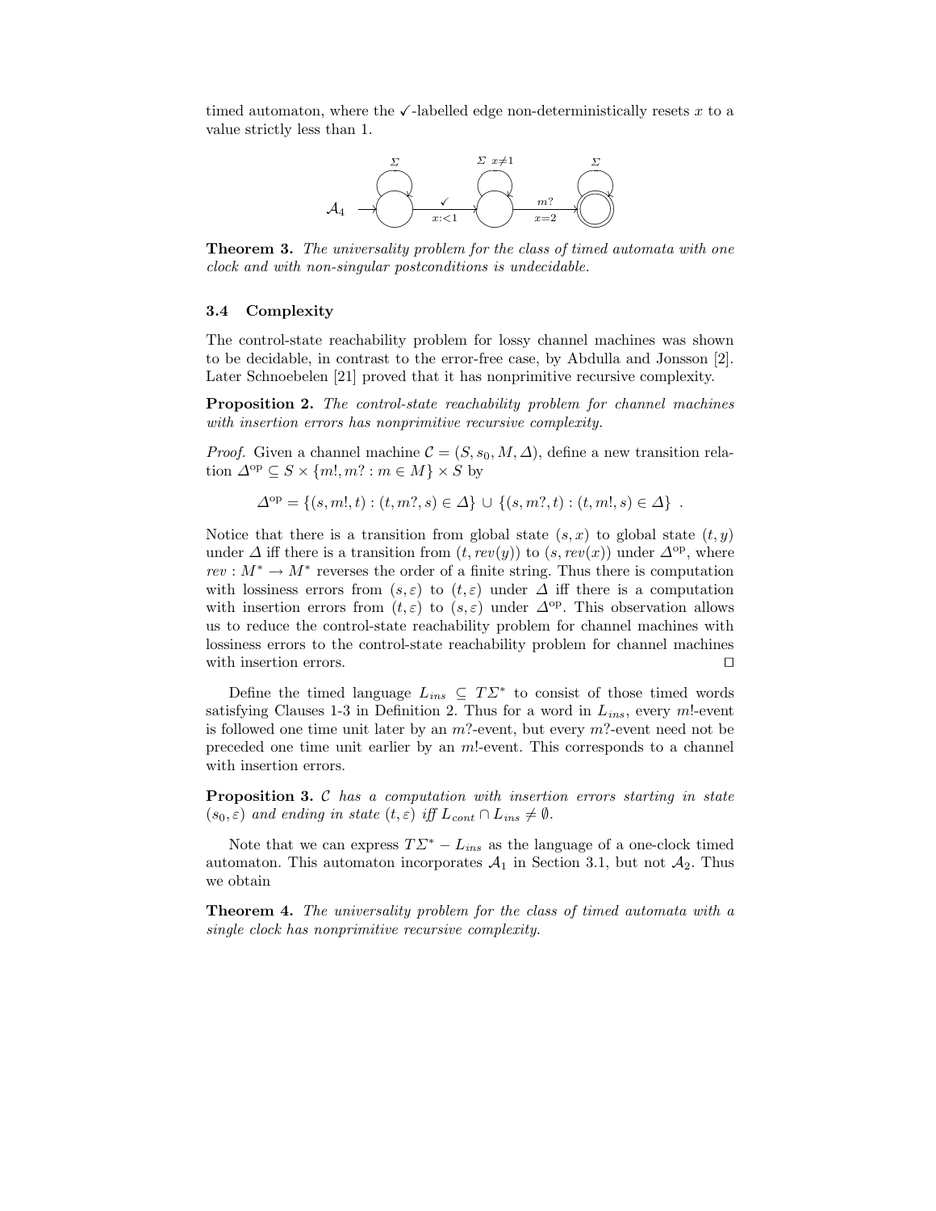timed automaton, where the ✓-labelled edge non-deterministically resets $x$ to a value strictly less than 1.

**Theorem 3.** *The universality problem for the class of timed automata with one clock and with non-singular postconditions is undecidable.*

### 3.4 Complexity

The control-state reachability problem for lossy channel machines was shown to be decidable, in contrast to the error-free case, by Abdulla and Jonsson [2]. Later Schnoebelen [21] proved that it has nonprimitive recursive complexity.

**Proposition 2.** *The control-state reachability problem for channel machines with insertion errors has nonprimitive recursive complexity.*

*Proof.* Given a channel machine $\mathcal{C} = (S, s_0, M, \Delta)$, define a new transition relation $\Delta^{\rm op} \subseteq S \times \{m!, m? : m \in M\} \times S$ by

$$\Delta^{\rm op} = \{(s, m!, t) : (t, m?, s) \in \Delta\} \cup \{(s, m?, t) : (t, m!, s) \in \Delta\} \ .$$

Notice that there is a transition from global state $(s, x)$ to global state $(t, y)$ under $\Delta$ iff there is a transition from $(t, rev(y))$ to $(s, rev(x))$ under $\Delta^{\rm op}$, where $rev : M^* \to M^*$ reverses the order of a finite string. Thus there is computation with lossiness errors from $(s, \varepsilon)$ to $(t, \varepsilon)$ under $\Delta$ iff there is a computation with insertion errors from $(t, \varepsilon)$ to $(s, \varepsilon)$ under $\Delta^{\rm op}$. This observation allows us to reduce the control-state reachability problem for channel machines with lossiness errors to the control-state reachability problem for channel machines with insertion errors. □

Define the timed language $L_{ins} \subseteq T\Sigma^*$ to consist of those timed words satisfying Clauses 1-3 in Definition 2. Thus for a word in $L_{ins}$, every $m!$-event is followed one time unit later by an $m?$-event, but every $m?$-event need not be preceded one time unit earlier by an $m!$-event. This corresponds to a channel with insertion errors.

**Proposition 3.** *$\mathcal{C}$ has a computation with insertion errors starting in state $(s_0, \varepsilon)$ and ending in state $(t, \varepsilon)$ iff $L_{cont} \cap L_{ins} \neq \emptyset$.*

Note that we can express $T\Sigma^* - L_{ins}$ as the language of a one-clock timed automaton. This automaton incorporates $\mathcal{A}_1$ in Section 3.1, but not $\mathcal{A}_2$. Thus we obtain

**Theorem 4.** *The universality problem for the class of timed automata with a single clock has nonprimitive recursive complexity.*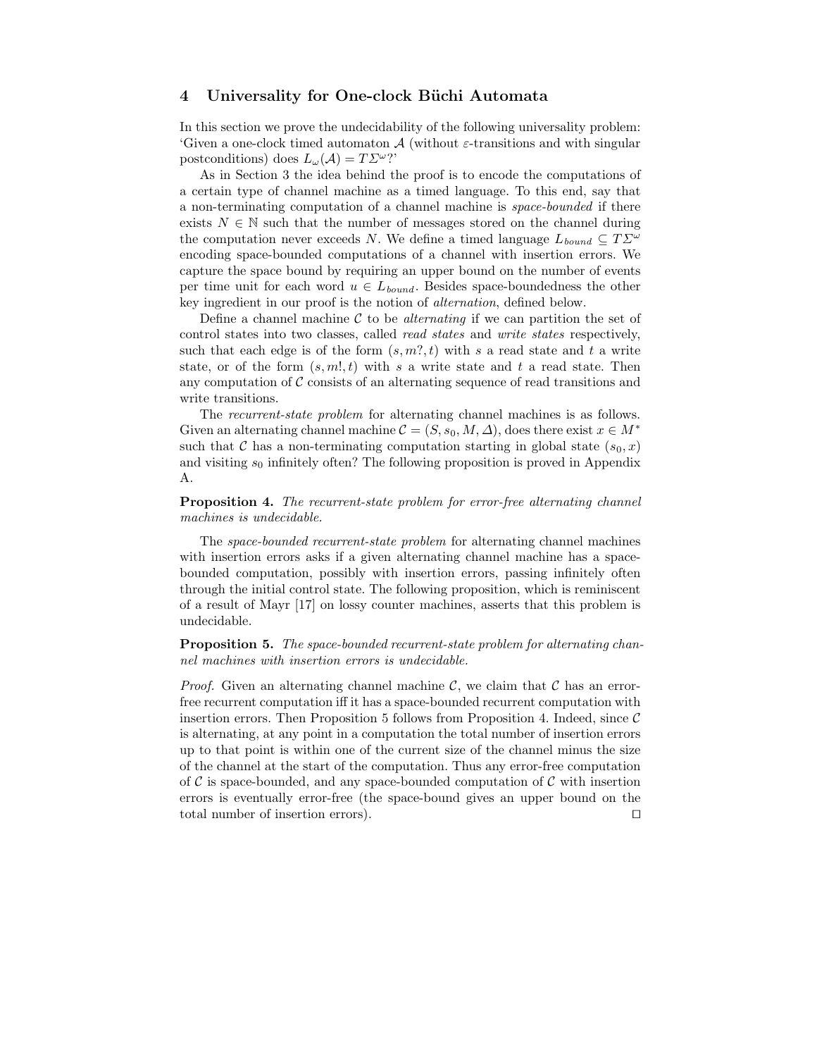## 4 Universality for One-clock Büchi Automata

In this section we prove the undecidability of the following universality problem: 'Given a one-clock timed automaton $\mathcal{A}$ (without $\varepsilon$-transitions and with singular postconditions) does $L_\omega(\mathcal{A}) = T\Sigma^\omega$?'

As in Section 3 the idea behind the proof is to encode the computations of a certain type of channel machine as a timed language. To this end, say that a non-terminating computation of a channel machine is *space-bounded* if there exists $N \in \mathbb{N}$ such that the number of messages stored on the channel during the computation never exceeds $N$. We define a timed language $L_{bound} \subseteq T\Sigma^\omega$ encoding space-bounded computations of a channel with insertion errors. We capture the space bound by requiring an upper bound on the number of events per time unit for each word $u \in L_{bound}$. Besides space-boundedness the other key ingredient in our proof is the notion of *alternation*, defined below.

Define a channel machine $\mathcal{C}$ to be *alternating* if we can partition the set of control states into two classes, called *read states* and *write states* respectively, such that each edge is of the form $(s, m?, t)$ with $s$ a read state and $t$ a write state, or of the form $(s, m!, t)$ with $s$ a write state and $t$ a read state. Then any computation of $\mathcal{C}$ consists of an alternating sequence of read transitions and write transitions.

The *recurrent-state problem* for alternating channel machines is as follows. Given an alternating channel machine $\mathcal{C} = (S, s_0, M, \Delta)$, does there exist $x \in M^*$ such that $\mathcal{C}$ has a non-terminating computation starting in global state $(s_0, x)$ and visiting $s_0$ infinitely often? The following proposition is proved in Appendix A.

**Proposition 4.** *The recurrent-state problem for error-free alternating channel machines is undecidable.*

The *space-bounded recurrent-state problem* for alternating channel machines with insertion errors asks if a given alternating channel machine has a space-bounded computation, possibly with insertion errors, passing infinitely often through the initial control state. The following proposition, which is reminiscent of a result of Mayr [17] on lossy counter machines, asserts that this problem is undecidable.

**Proposition 5.** *The space-bounded recurrent-state problem for alternating channel machines with insertion errors is undecidable.*

*Proof.* Given an alternating channel machine $\mathcal{C}$, we claim that $\mathcal{C}$ has an error-free recurrent computation iff it has a space-bounded recurrent computation with insertion errors. Then Proposition 5 follows from Proposition 4. Indeed, since $\mathcal{C}$ is alternating, at any point in a computation the total number of insertion errors up to that point is within one of the current size of the channel minus the size of the channel at the start of the computation. Thus any error-free computation of $\mathcal{C}$ is space-bounded, and any space-bounded computation of $\mathcal{C}$ with insertion errors is eventually error-free (the space-bound gives an upper bound on the total number of insertion errors). $\square$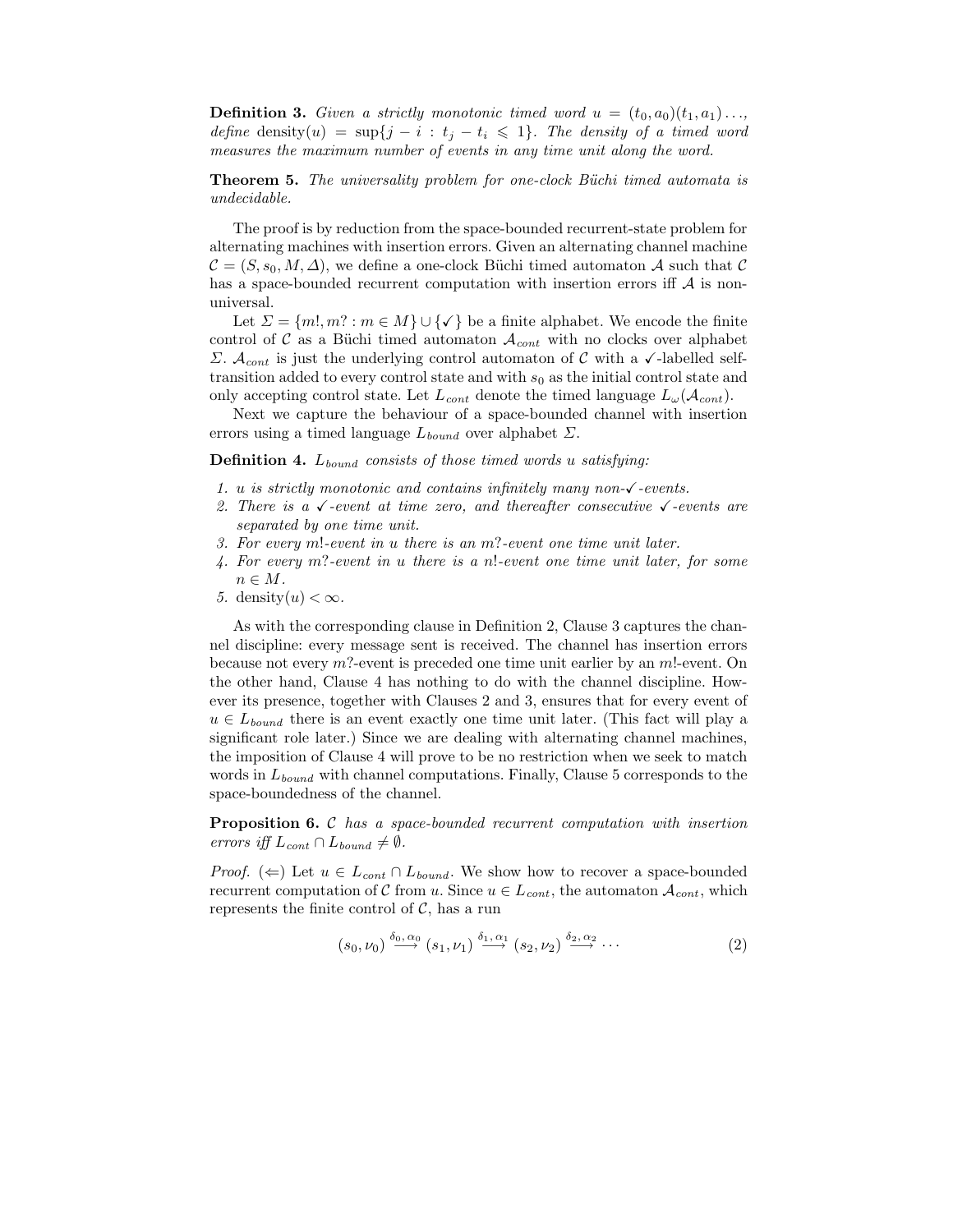**Definition 3.** *Given a strictly monotonic timed word $u = (t_0, a_0)(t_1, a_1)\ldots$, define* $\mathrm{density}(u) = \sup\{j - i : t_j - t_i \leqslant 1\}$. *The density of a timed word measures the maximum number of events in any time unit along the word.*

**Theorem 5.** *The universality problem for one-clock Büchi timed automata is undecidable.*

The proof is by reduction from the space-bounded recurrent-state problem for alternating machines with insertion errors. Given an alternating channel machine $\mathcal{C} = (S, s_0, M, \Delta)$, we define a one-clock Büchi timed automaton $\mathcal{A}$ such that $\mathcal{C}$ has a space-bounded recurrent computation with insertion errors iff $\mathcal{A}$ is non-universal.

Let $\Sigma = \{m!, m? : m \in M\} \cup \{\checkmark\}$ be a finite alphabet. We encode the finite control of $\mathcal{C}$ as a Büchi timed automaton $\mathcal{A}_{cont}$ with no clocks over alphabet $\Sigma$. $\mathcal{A}_{cont}$ is just the underlying control automaton of $\mathcal{C}$ with a $\checkmark$-labelled self-transition added to every control state and with $s_0$ as the initial control state and only accepting control state. Let $L_{cont}$ denote the timed language $L_\omega(\mathcal{A}_{cont})$.

Next we capture the behaviour of a space-bounded channel with insertion errors using a timed language $L_{bound}$ over alphabet $\Sigma$.

**Definition 4.** *$L_{bound}$ consists of those timed words $u$ satisfying:*

1. *$u$ is strictly monotonic and contains infinitely many non-$\checkmark$-events.*
2. *There is a $\checkmark$-event at time zero, and thereafter consecutive $\checkmark$-events are separated by one time unit.*
3. *For every $m!$-event in $u$ there is an $m?$-event one time unit later.*
4. *For every $m?$-event in $u$ there is a $n!$-event one time unit later, for some $n \in M$.*
5. $\mathrm{density}(u) < \infty$.

As with the corresponding clause in Definition 2, Clause 3 captures the channel discipline: every message sent is received. The channel has insertion errors because not every $m?$-event is preceded one time unit earlier by an $m!$-event. On the other hand, Clause 4 has nothing to do with the channel discipline. However its presence, together with Clauses 2 and 3, ensures that for every event of $u \in L_{bound}$ there is an event exactly one time unit later. (This fact will play a significant role later.) Since we are dealing with alternating channel machines, the imposition of Clause 4 will prove to be no restriction when we seek to match words in $L_{bound}$ with channel computations. Finally, Clause 5 corresponds to the space-boundedness of the channel.

**Proposition 6.** *$\mathcal{C}$ has a space-bounded recurrent computation with insertion errors iff $L_{cont} \cap L_{bound} \neq \emptyset$.*

*Proof.* ($\Leftarrow$) Let $u \in L_{cont} \cap L_{bound}$. We show how to recover a space-bounded recurrent computation of $\mathcal{C}$ from $u$. Since $u \in L_{cont}$, the automaton $\mathcal{A}_{cont}$, which represents the finite control of $\mathcal{C}$, has a run

$$(s_0, \nu_0) \xrightarrow{\delta_0, \alpha_0} (s_1, \nu_1) \xrightarrow{\delta_1, \alpha_1} (s_2, \nu_2) \xrightarrow{\delta_2, \alpha_2} \cdots \tag{2}$$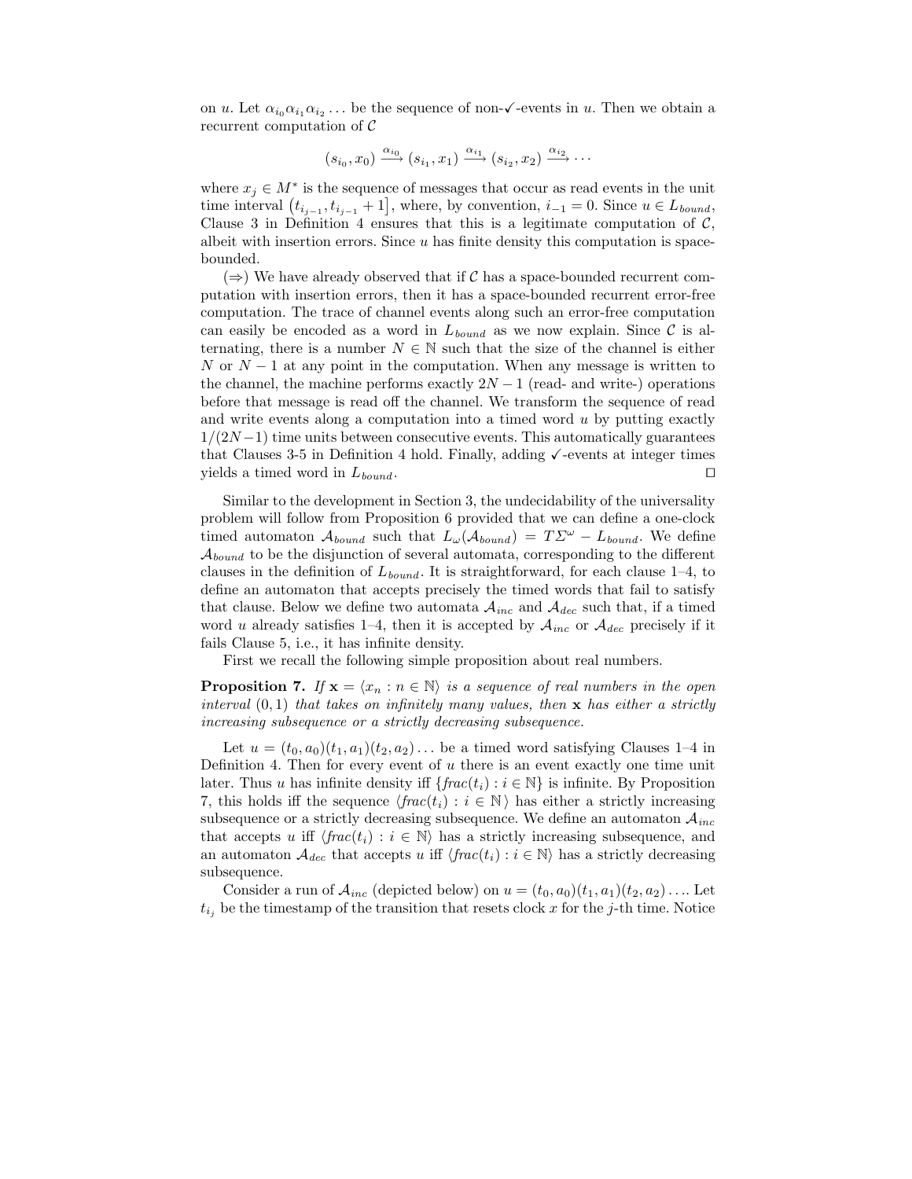on $u$. Let $\alpha_{i_0}\alpha_{i_1}\alpha_{i_2}\ldots$ be the sequence of non-✓-events in $u$. Then we obtain a recurrent computation of $\mathcal{C}$

$$(s_{i_0}, x_0) \xrightarrow{\alpha_{i_0}} (s_{i_1}, x_1) \xrightarrow{\alpha_{i_1}} (s_{i_2}, x_2) \xrightarrow{\alpha_{i_2}} \cdots$$

where $x_j \in M^*$ is the sequence of messages that occur as read events in the unit time interval $\left(t_{i_{j-1}}, t_{i_{j-1}}+1\right]$, where, by convention, $i_{-1} = 0$. Since $u \in L_{bound}$, Clause 3 in Definition 4 ensures that this is a legitimate computation of $\mathcal{C}$, albeit with insertion errors. Since $u$ has finite density this computation is space-bounded.

($\Rightarrow$) We have already observed that if $\mathcal{C}$ has a space-bounded recurrent computation with insertion errors, then it has a space-bounded recurrent error-free computation. The trace of channel events along such an error-free computation can easily be encoded as a word in $L_{bound}$ as we now explain. Since $\mathcal{C}$ is alternating, there is a number $N \in \mathbb{N}$ such that the size of the channel is either $N$ or $N-1$ at any point in the computation. When any message is written to the channel, the machine performs exactly $2N-1$ (read- and write-) operations before that message is read off the channel. We transform the sequence of read and write events along a computation into a timed word $u$ by putting exactly $1/(2N-1)$ time units between consecutive events. This automatically guarantees that Clauses 3-5 in Definition 4 hold. Finally, adding ✓-events at integer times yields a timed word in $L_{bound}$. ◻

Similar to the development in Section 3, the undecidability of the universality problem will follow from Proposition 6 provided that we can define a one-clock timed automaton $\mathcal{A}_{bound}$ such that $L_\omega(\mathcal{A}_{bound}) = T\Sigma^\omega - L_{bound}$. We define $\mathcal{A}_{bound}$ to be the disjunction of several automata, corresponding to the different clauses in the definition of $L_{bound}$. It is straightforward, for each clause 1–4, to define an automaton that accepts precisely the timed words that fail to satisfy that clause. Below we define two automata $\mathcal{A}_{inc}$ and $\mathcal{A}_{dec}$ such that, if a timed word $u$ already satisfies 1–4, then it is accepted by $\mathcal{A}_{inc}$ or $\mathcal{A}_{dec}$ precisely if it fails Clause 5, i.e., it has infinite density.

First we recall the following simple proposition about real numbers.

**Proposition 7.** *If $\mathbf{x} = \langle x_n : n \in \mathbb{N}\rangle$ is a sequence of real numbers in the open interval $(0,1)$ that takes on infinitely many values, then $\mathbf{x}$ has either a strictly increasing subsequence or a strictly decreasing subsequence.*

Let $u = (t_0, a_0)(t_1, a_1)(t_2, a_2)\ldots$ be a timed word satisfying Clauses 1–4 in Definition 4. Then for every event of $u$ there is an event exactly one time unit later. Thus $u$ has infinite density iff $\{frac(t_i) : i \in \mathbb{N}\}$ is infinite. By Proposition 7, this holds iff the sequence $\langle frac(t_i) : i \in \mathbb{N}\rangle$ has either a strictly increasing subsequence or a strictly decreasing subsequence. We define an automaton $\mathcal{A}_{inc}$ that accepts $u$ iff $\langle frac(t_i) : i \in \mathbb{N}\rangle$ has a strictly increasing subsequence, and an automaton $\mathcal{A}_{dec}$ that accepts $u$ iff $\langle frac(t_i) : i \in \mathbb{N}\rangle$ has a strictly decreasing subsequence.

Consider a run of $\mathcal{A}_{inc}$ (depicted below) on $u = (t_0, a_0)(t_1, a_1)(t_2, a_2)\ldots$. Let $t_{i_j}$ be the timestamp of the transition that resets clock $x$ for the $j$-th time. Notice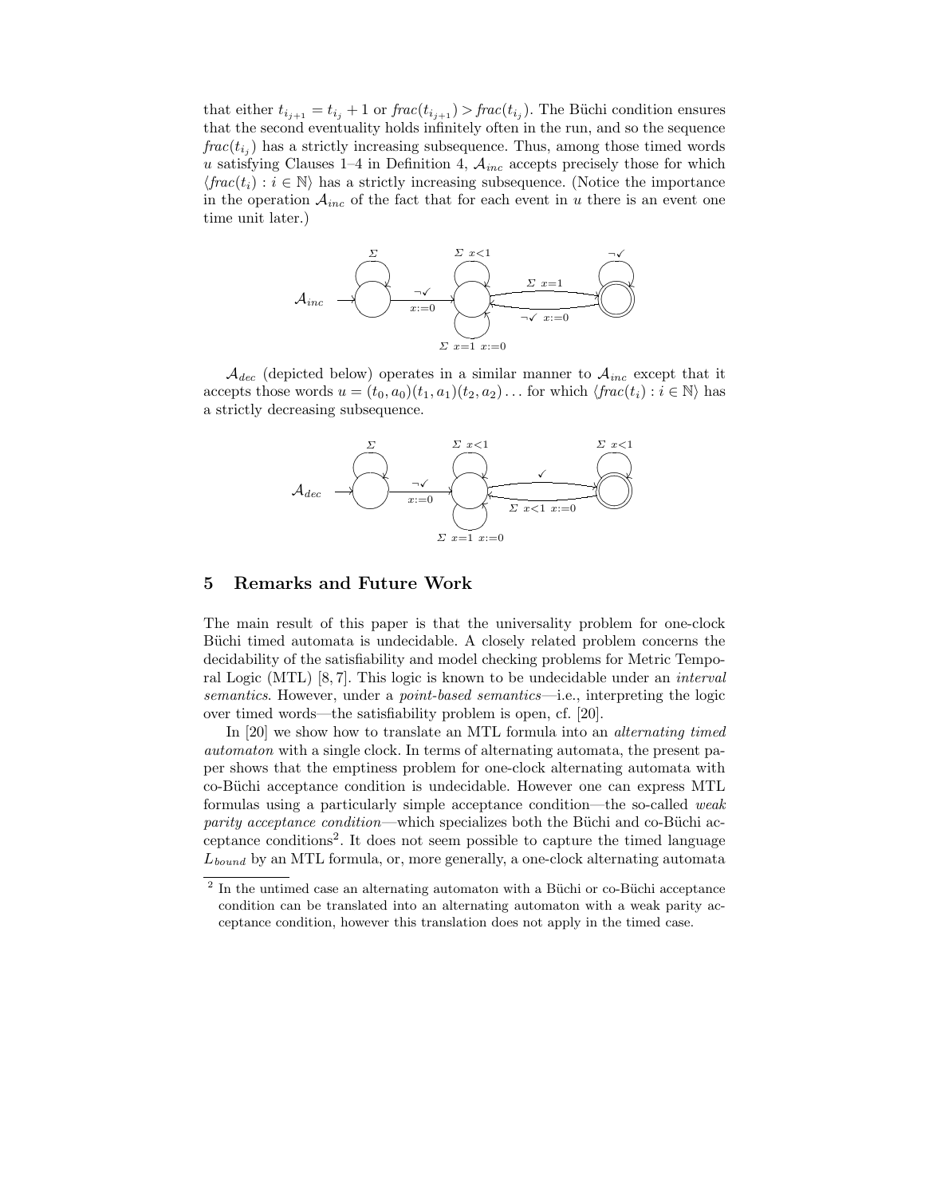that either $t_{i_{j+1}} = t_{i_j} + 1$ or $frac(t_{i_{j+1}}) > frac(t_{i_j})$. The Büchi condition ensures that the second eventuality holds infinitely often in the run, and so the sequence $frac(t_{i_j})$ has a strictly increasing subsequence. Thus, among those timed words $u$ satisfying Clauses 1–4 in Definition 4, $\mathcal{A}_{inc}$ accepts precisely those for which $\langle frac(t_i) : i \in \mathbb{N} \rangle$ has a strictly increasing subsequence. (Notice the importance in the operation $\mathcal{A}_{inc}$ of the fact that for each event in $u$ there is an event one time unit later.)

$\mathcal{A}_{dec}$ (depicted below) operates in a similar manner to $\mathcal{A}_{inc}$ except that it accepts those words $u = (t_0, a_0)(t_1, a_1)(t_2, a_2) \ldots$ for which $\langle frac(t_i) : i \in \mathbb{N} \rangle$ has a strictly decreasing subsequence.

## 5 Remarks and Future Work

The main result of this paper is that the universality problem for one-clock Büchi timed automata is undecidable. A closely related problem concerns the decidability of the satisfiability and model checking problems for Metric Temporal Logic (MTL) [8, 7]. This logic is known to be undecidable under an *interval semantics*. However, under a *point-based semantics*—i.e., interpreting the logic over timed words—the satisfiability problem is open, cf. [20].

In [20] we show how to translate an MTL formula into an *alternating timed automaton* with a single clock. In terms of alternating automata, the present paper shows that the emptiness problem for one-clock alternating automata with co-Büchi acceptance condition is undecidable. However one can express MTL formulas using a particularly simple acceptance condition—the so-called *weak parity acceptance condition*—which specializes both the Büchi and co-Büchi acceptance conditions[2]. It does not seem possible to capture the timed language $L_{bound}$ by an MTL formula, or, more generally, a one-clock alternating automata

[2] In the untimed case an alternating automaton with a Büchi or co-Büchi acceptance condition can be translated into an alternating automaton with a weak parity acceptance condition, however this translation does not apply in the timed case.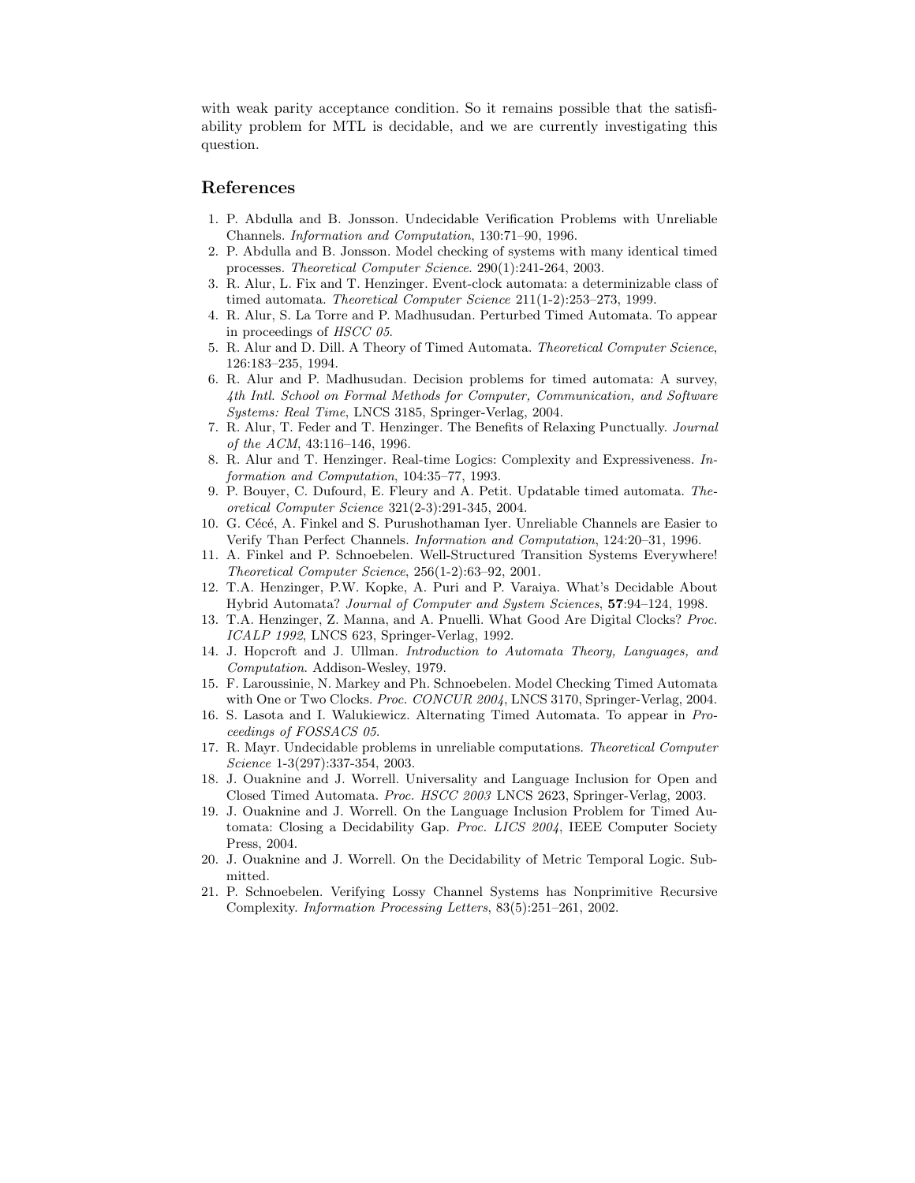with weak parity acceptance condition. So it remains possible that the satisfiability problem for MTL is decidable, and we are currently investigating this question.

## References

1. P. Abdulla and B. Jonsson. Undecidable Verification Problems with Unreliable Channels. *Information and Computation*, 130:71–90, 1996.
2. P. Abdulla and B. Jonsson. Model checking of systems with many identical timed processes. *Theoretical Computer Science*. 290(1):241-264, 2003.
3. R. Alur, L. Fix and T. Henzinger. Event-clock automata: a determinizable class of timed automata. *Theoretical Computer Science* 211(1-2):253–273, 1999.
4. R. Alur, S. La Torre and P. Madhusudan. Perturbed Timed Automata. To appear in proceedings of *HSCC 05*.
5. R. Alur and D. Dill. A Theory of Timed Automata. *Theoretical Computer Science*, 126:183–235, 1994.
6. R. Alur and P. Madhusudan. Decision problems for timed automata: A survey, *4th Intl. School on Formal Methods for Computer, Communication, and Software Systems: Real Time*, LNCS 3185, Springer-Verlag, 2004.
7. R. Alur, T. Feder and T. Henzinger. The Benefits of Relaxing Punctually. *Journal of the ACM*, 43:116–146, 1996.
8. R. Alur and T. Henzinger. Real-time Logics: Complexity and Expressiveness. *Information and Computation*, 104:35–77, 1993.
9. P. Bouyer, C. Dufourd, E. Fleury and A. Petit. Updatable timed automata. *Theoretical Computer Science* 321(2-3):291-345, 2004.
10. G. Cécé, A. Finkel and S. Purushothaman Iyer. Unreliable Channels are Easier to Verify Than Perfect Channels. *Information and Computation*, 124:20–31, 1996.
11. A. Finkel and P. Schnoebelen. Well-Structured Transition Systems Everywhere! *Theoretical Computer Science*, 256(1-2):63–92, 2001.
12. T.A. Henzinger, P.W. Kopke, A. Puri and P. Varaiya. What's Decidable About Hybrid Automata? *Journal of Computer and System Sciences*, **57**:94–124, 1998.
13. T.A. Henzinger, Z. Manna, and A. Pnuelli. What Good Are Digital Clocks? *Proc. ICALP 1992*, LNCS 623, Springer-Verlag, 1992.
14. J. Hopcroft and J. Ullman. *Introduction to Automata Theory, Languages, and Computation*. Addison-Wesley, 1979.
15. F. Laroussinie, N. Markey and Ph. Schnoebelen. Model Checking Timed Automata with One or Two Clocks. *Proc. CONCUR 2004*, LNCS 3170, Springer-Verlag, 2004.
16. S. Lasota and I. Walukiewicz. Alternating Timed Automata. To appear in *Proceedings of FOSSACS 05*.
17. R. Mayr. Undecidable problems in unreliable computations. *Theoretical Computer Science* 1-3(297):337-354, 2003.
18. J. Ouaknine and J. Worrell. Universality and Language Inclusion for Open and Closed Timed Automata. *Proc. HSCC 2003* LNCS 2623, Springer-Verlag, 2003.
19. J. Ouaknine and J. Worrell. On the Language Inclusion Problem for Timed Automata: Closing a Decidability Gap. *Proc. LICS 2004*, IEEE Computer Society Press, 2004.
20. J. Ouaknine and J. Worrell. On the Decidability of Metric Temporal Logic. Submitted.
21. P. Schnoebelen. Verifying Lossy Channel Systems has Nonprimitive Recursive Complexity. *Information Processing Letters*, 83(5):251–261, 2002.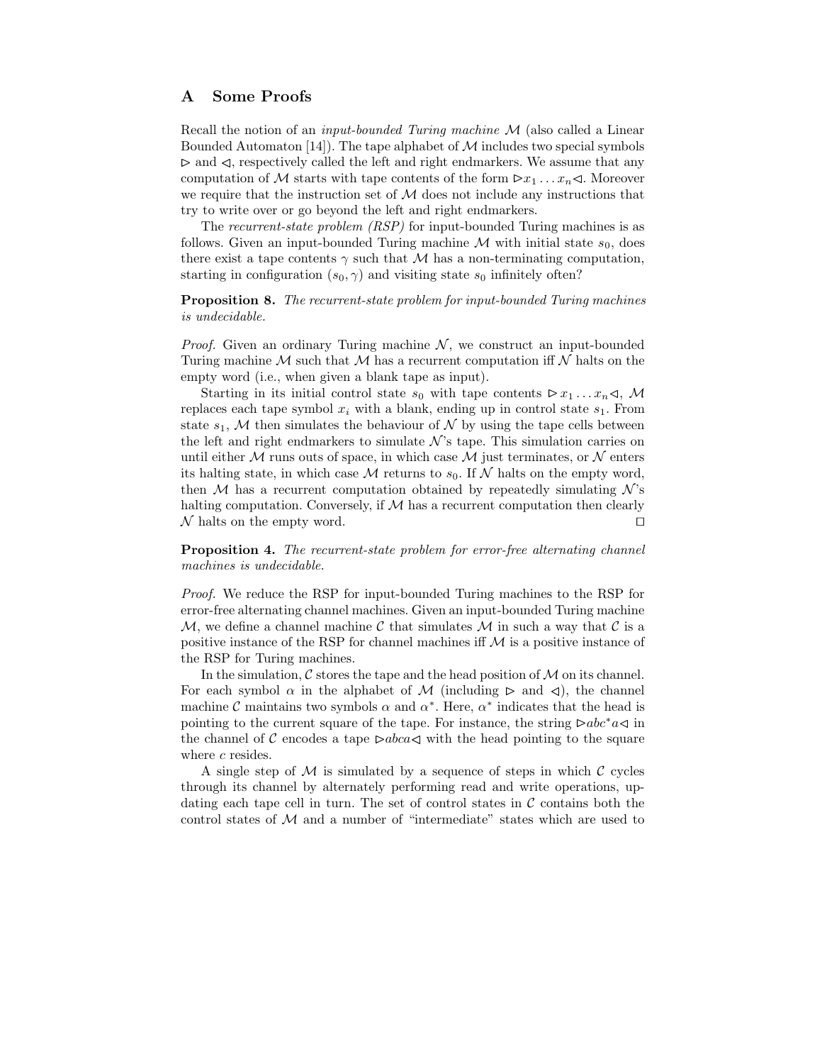## A Some Proofs

Recall the notion of an *input-bounded Turing machine* $\mathcal{M}$ (also called a Linear Bounded Automaton [14]). The tape alphabet of $\mathcal{M}$ includes two special symbols $\rhd$ and $\lhd$, respectively called the left and right endmarkers. We assume that any computation of $\mathcal{M}$ starts with tape contents of the form $\rhd x_1 \ldots x_n \lhd$. Moreover we require that the instruction set of $\mathcal{M}$ does not include any instructions that try to write over or go beyond the left and right endmarkers.

The *recurrent-state problem (RSP)* for input-bounded Turing machines is as follows. Given an input-bounded Turing machine $\mathcal{M}$ with initial state $s_0$, does there exist a tape contents $\gamma$ such that $\mathcal{M}$ has a non-terminating computation, starting in configuration $(s_0, \gamma)$ and visiting state $s_0$ infinitely often?

**Proposition 8.** *The recurrent-state problem for input-bounded Turing machines is undecidable.*

*Proof.* Given an ordinary Turing machine $\mathcal{N}$, we construct an input-bounded Turing machine $\mathcal{M}$ such that $\mathcal{M}$ has a recurrent computation iff $\mathcal{N}$ halts on the empty word (i.e., when given a blank tape as input).

Starting in its initial control state $s_0$ with tape contents $\rhd x_1 \ldots x_n \lhd$, $\mathcal{M}$ replaces each tape symbol $x_i$ with a blank, ending up in control state $s_1$. From state $s_1$, $\mathcal{M}$ then simulates the behaviour of $\mathcal{N}$ by using the tape cells between the left and right endmarkers to simulate $\mathcal{N}$'s tape. This simulation carries on until either $\mathcal{M}$ runs outs of space, in which case $\mathcal{M}$ just terminates, or $\mathcal{N}$ enters its halting state, in which case $\mathcal{M}$ returns to $s_0$. If $\mathcal{N}$ halts on the empty word, then $\mathcal{M}$ has a recurrent computation obtained by repeatedly simulating $\mathcal{N}$'s halting computation. Conversely, if $\mathcal{M}$ has a recurrent computation then clearly $\mathcal{N}$ halts on the empty word. ◻

**Proposition 4.** *The recurrent-state problem for error-free alternating channel machines is undecidable.*

*Proof.* We reduce the RSP for input-bounded Turing machines to the RSP for error-free alternating channel machines. Given an input-bounded Turing machine $\mathcal{M}$, we define a channel machine $\mathcal{C}$ that simulates $\mathcal{M}$ in such a way that $\mathcal{C}$ is a positive instance of the RSP for channel machines iff $\mathcal{M}$ is a positive instance of the RSP for Turing machines.

In the simulation, $\mathcal{C}$ stores the tape and the head position of $\mathcal{M}$ on its channel. For each symbol $\alpha$ in the alphabet of $\mathcal{M}$ (including $\rhd$ and $\lhd$), the channel machine $\mathcal{C}$ maintains two symbols $\alpha$ and $\alpha^*$. Here, $\alpha^*$ indicates that the head is pointing to the current square of the tape. For instance, the string $\rhd abc^*a\lhd$ in the channel of $\mathcal{C}$ encodes a tape $\rhd abca\lhd$ with the head pointing to the square where $c$ resides.

A single step of $\mathcal{M}$ is simulated by a sequence of steps in which $\mathcal{C}$ cycles through its channel by alternately performing read and write operations, updating each tape cell in turn. The set of control states in $\mathcal{C}$ contains both the control states of $\mathcal{M}$ and a number of "intermediate" states which are used to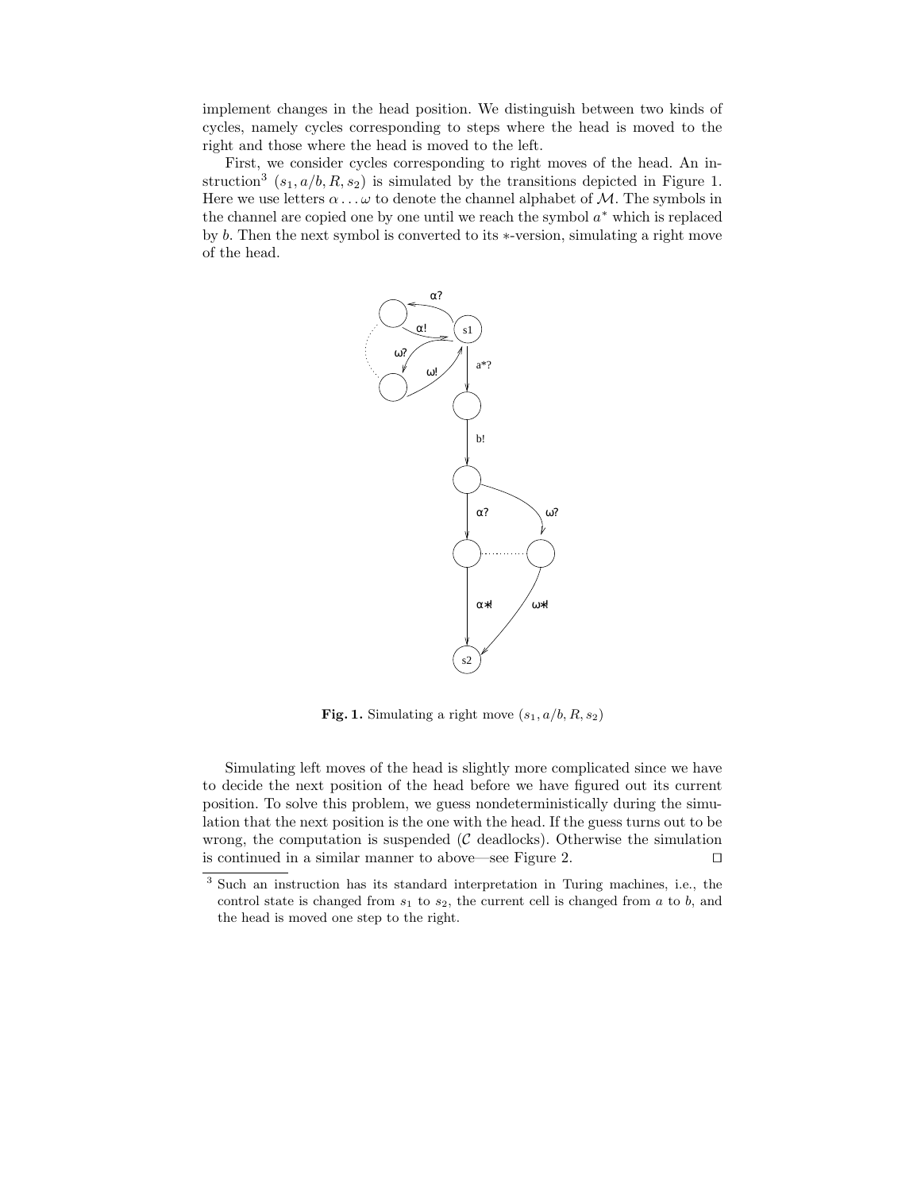implement changes in the head position. We distinguish between two kinds of cycles, namely cycles corresponding to steps where the head is moved to the right and those where the head is moved to the left.

First, we consider cycles corresponding to right moves of the head. An instruction[3] $(s_1, a/b, R, s_2)$ is simulated by the transitions depicted in Figure 1. Here we use letters $\alpha \ldots \omega$ to denote the channel alphabet of $\mathcal{M}$. The symbols in the channel are copied one by one until we reach the symbol $a^*$ which is replaced by $b$. Then the next symbol is converted to its $*$-version, simulating a right move of the head.

**Fig. 1.** Simulating a right move $(s_1, a/b, R, s_2)$

Simulating left moves of the head is slightly more complicated since we have to decide the next position of the head before we have figured out its current position. To solve this problem, we guess nondeterministically during the simulation that the next position is the one with the head. If the guess turns out to be wrong, the computation is suspended ($\mathcal{C}$ deadlocks). Otherwise the simulation is continued in a similar manner to above—see Figure 2. □

[3] Such an instruction has its standard interpretation in Turing machines, i.e., the control state is changed from $s_1$ to $s_2$, the current cell is changed from $a$ to $b$, and the head is moved one step to the right.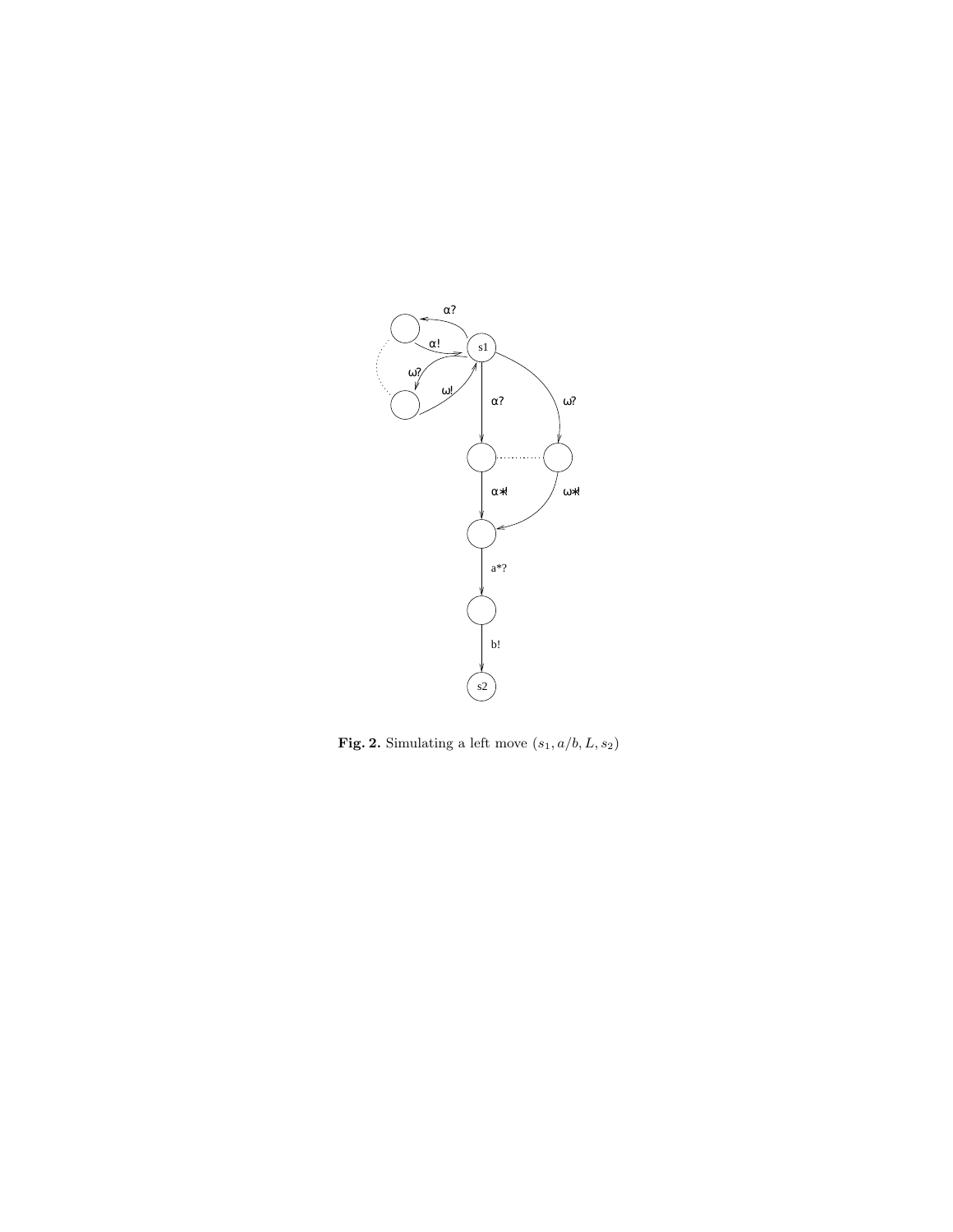α?

α!

s1

ω?

ω!

α?

ω?

α*!

ω*!

a*?

b!

s2

**Fig. 2.** Simulating a left move $(s_1, a/b, L, s_2)$